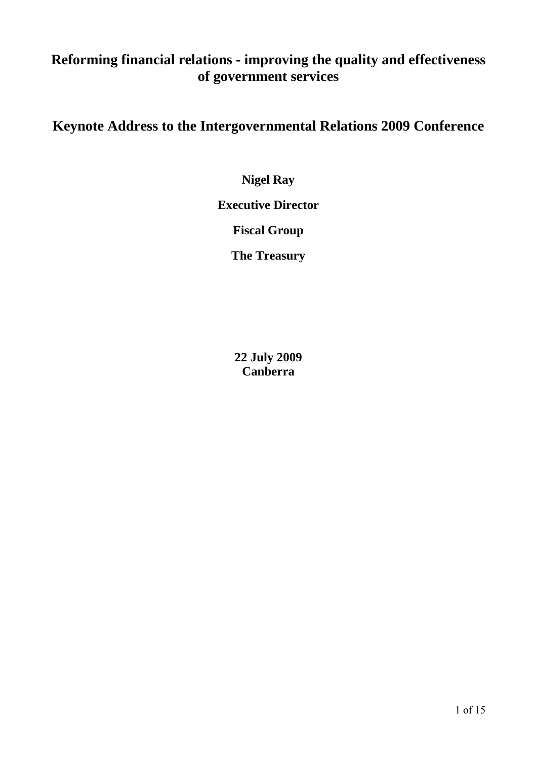# Reforming financial relations - improving the quality and effectiveness of government services

## Keynote Address to the Intergovernmental Relations 2009 Conference

**Nigel Ray**

**Executive Director**

**Fiscal Group**

**The Treasury**

**22 July 2009**
**Canberra**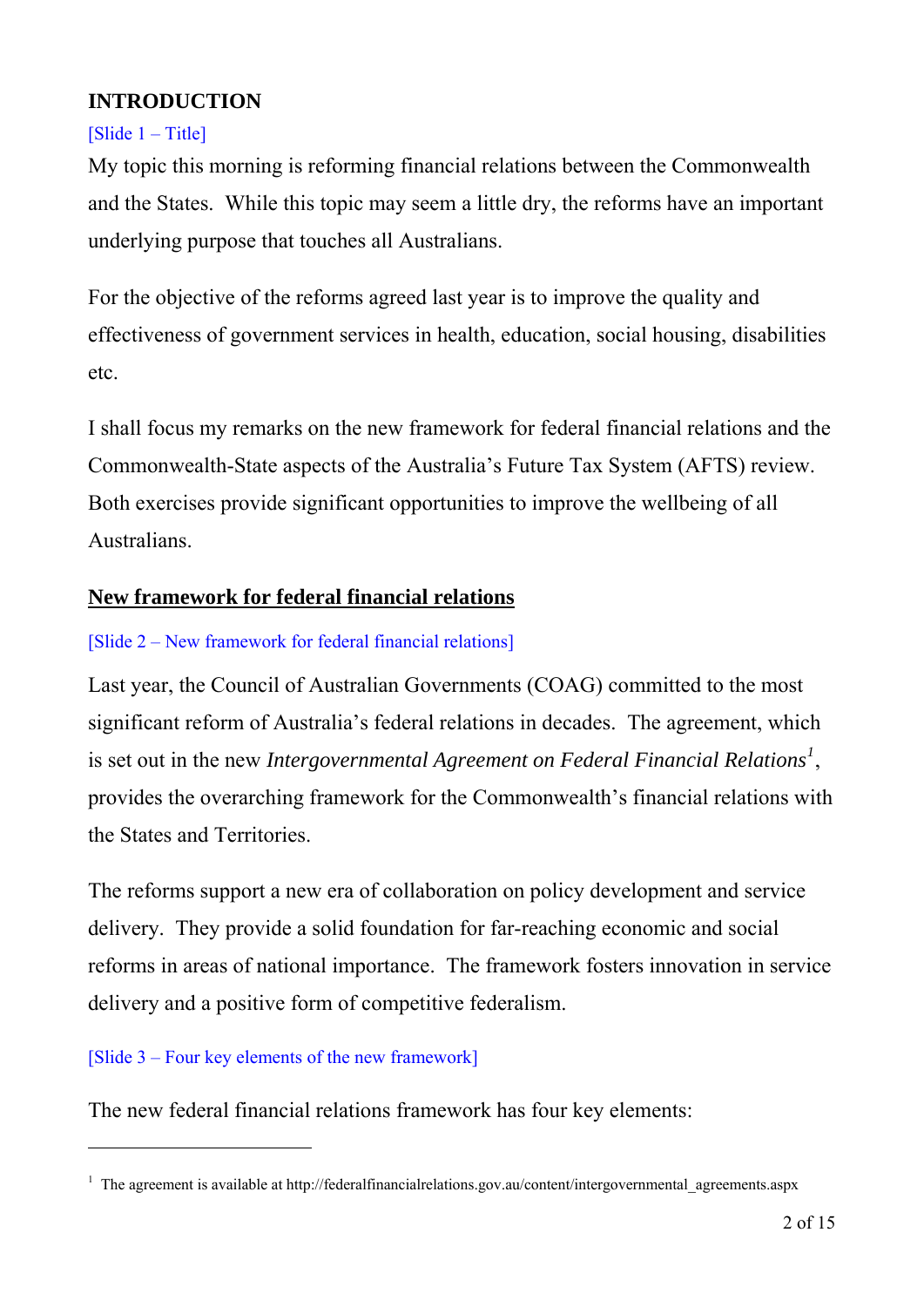## INTRODUCTION

[Slide 1 – Title]

My topic this morning is reforming financial relations between the Commonwealth and the States. While this topic may seem a little dry, the reforms have an important underlying purpose that touches all Australians.

For the objective of the reforms agreed last year is to improve the quality and effectiveness of government services in health, education, social housing, disabilities etc.

I shall focus my remarks on the new framework for federal financial relations and the Commonwealth-State aspects of the Australia's Future Tax System (AFTS) review. Both exercises provide significant opportunities to improve the wellbeing of all Australians.

### New framework for federal financial relations

[Slide 2 – New framework for federal financial relations]

Last year, the Council of Australian Governments (COAG) committed to the most significant reform of Australia's federal relations in decades. The agreement, which is set out in the new *Intergovernmental Agreement on Federal Financial Relations*[1], provides the overarching framework for the Commonwealth's financial relations with the States and Territories.

The reforms support a new era of collaboration on policy development and service delivery. They provide a solid foundation for far-reaching economic and social reforms in areas of national importance. The framework fosters innovation in service delivery and a positive form of competitive federalism.

[Slide 3 – Four key elements of the new framework]

The new federal financial relations framework has four key elements:

---

[1] The agreement is available at http://federalfinancialrelations.gov.au/content/intergovernmental_agreements.aspx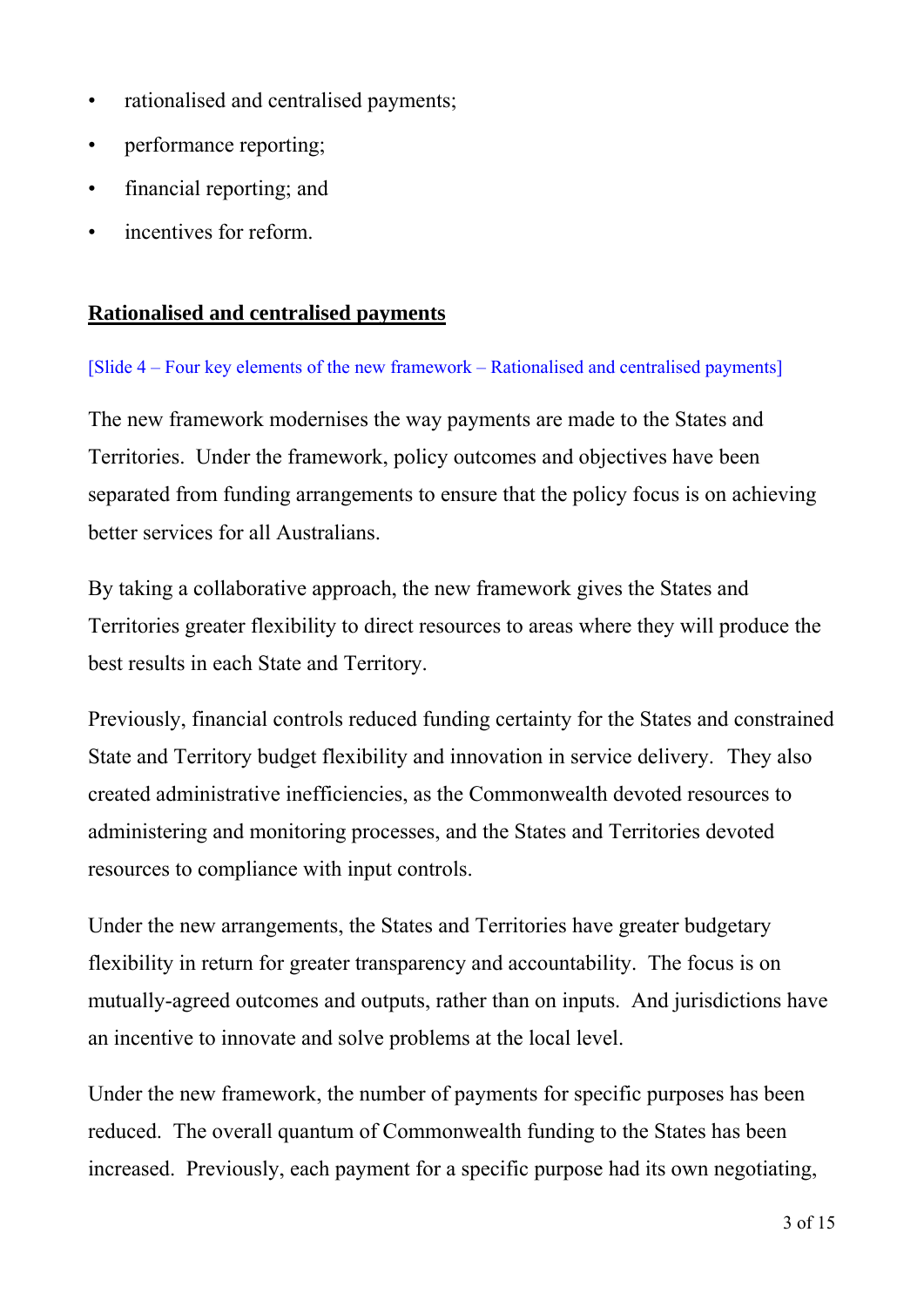- rationalised and centralised payments;
- performance reporting;
- financial reporting; and
- incentives for reform.

## Rationalised and centralised payments

[Slide 4 – Four key elements of the new framework – Rationalised and centralised payments]

The new framework modernises the way payments are made to the States and Territories. Under the framework, policy outcomes and objectives have been separated from funding arrangements to ensure that the policy focus is on achieving better services for all Australians.

By taking a collaborative approach, the new framework gives the States and Territories greater flexibility to direct resources to areas where they will produce the best results in each State and Territory.

Previously, financial controls reduced funding certainty for the States and constrained State and Territory budget flexibility and innovation in service delivery. They also created administrative inefficiencies, as the Commonwealth devoted resources to administering and monitoring processes, and the States and Territories devoted resources to compliance with input controls.

Under the new arrangements, the States and Territories have greater budgetary flexibility in return for greater transparency and accountability. The focus is on mutually-agreed outcomes and outputs, rather than on inputs. And jurisdictions have an incentive to innovate and solve problems at the local level.

Under the new framework, the number of payments for specific purposes has been reduced. The overall quantum of Commonwealth funding to the States has been increased. Previously, each payment for a specific purpose had its own negotiating,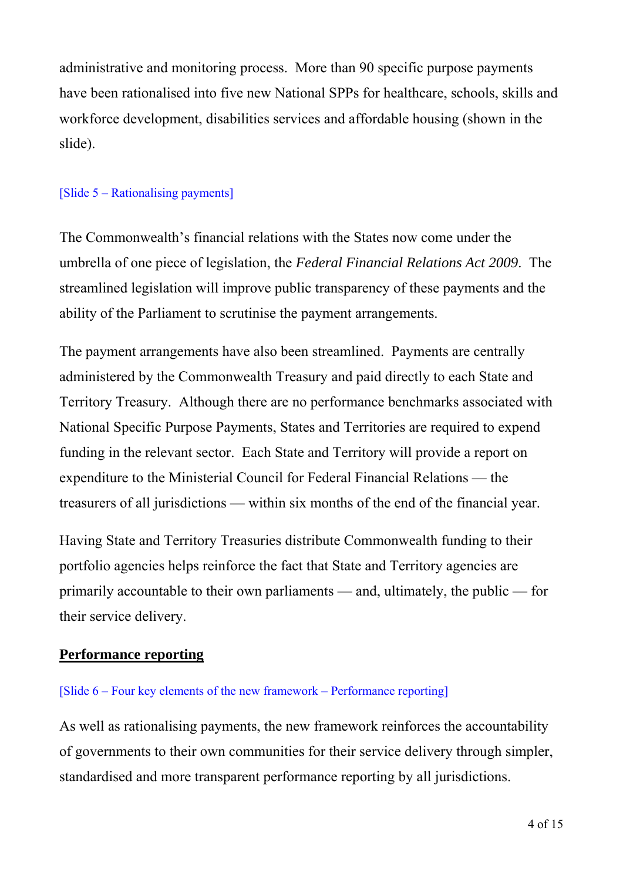administrative and monitoring process. More than 90 specific purpose payments have been rationalised into five new National SPPs for healthcare, schools, skills and workforce development, disabilities services and affordable housing (shown in the slide).

[Slide 5 – Rationalising payments]

The Commonwealth's financial relations with the States now come under the umbrella of one piece of legislation, the *Federal Financial Relations Act 2009*. The streamlined legislation will improve public transparency of these payments and the ability of the Parliament to scrutinise the payment arrangements.

The payment arrangements have also been streamlined. Payments are centrally administered by the Commonwealth Treasury and paid directly to each State and Territory Treasury. Although there are no performance benchmarks associated with National Specific Purpose Payments, States and Territories are required to expend funding in the relevant sector. Each State and Territory will provide a report on expenditure to the Ministerial Council for Federal Financial Relations — the treasurers of all jurisdictions — within six months of the end of the financial year.

Having State and Territory Treasuries distribute Commonwealth funding to their portfolio agencies helps reinforce the fact that State and Territory agencies are primarily accountable to their own parliaments — and, ultimately, the public — for their service delivery.

## Performance reporting

[Slide 6 – Four key elements of the new framework – Performance reporting]

As well as rationalising payments, the new framework reinforces the accountability of governments to their own communities for their service delivery through simpler, standardised and more transparent performance reporting by all jurisdictions.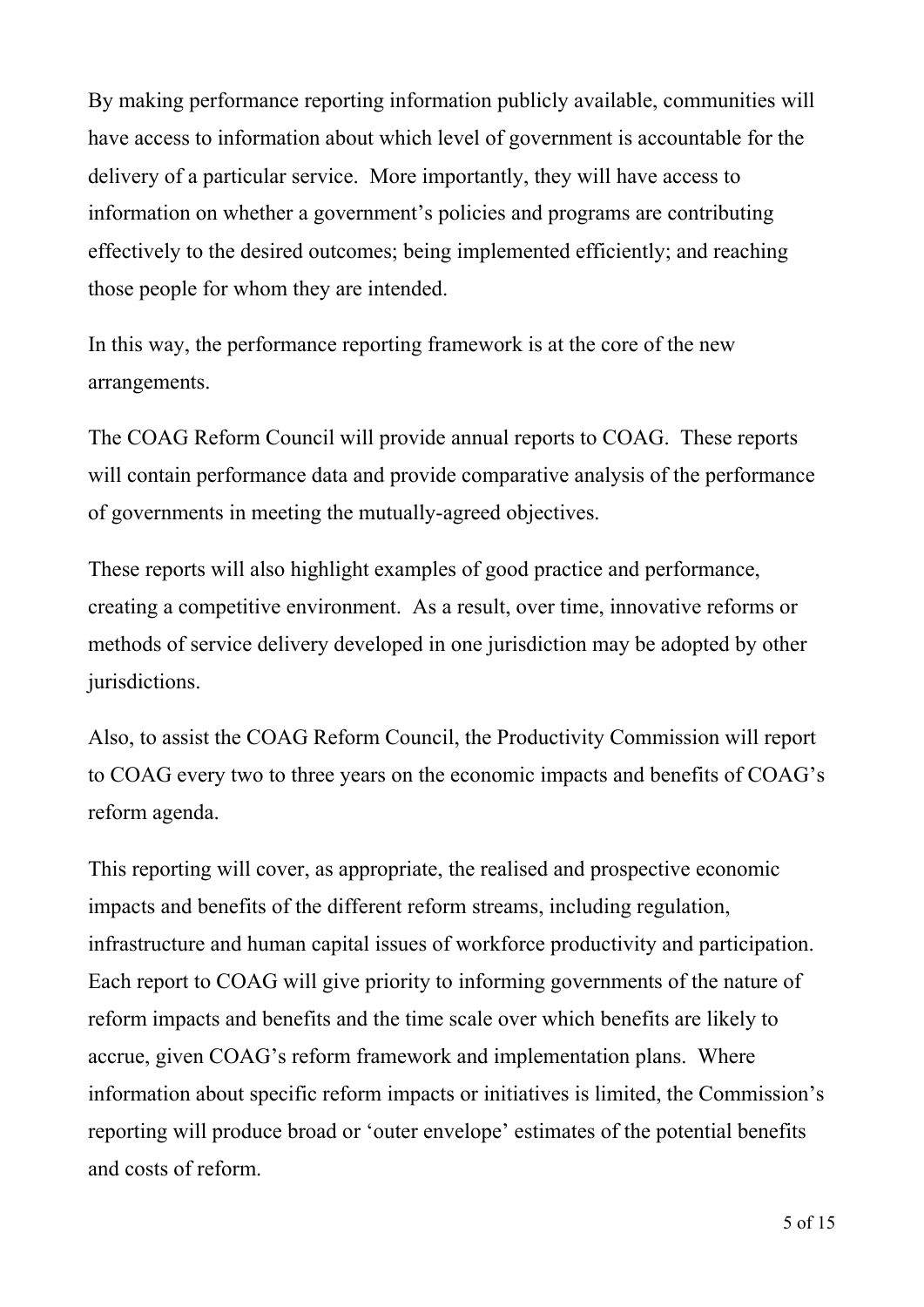By making performance reporting information publicly available, communities will have access to information about which level of government is accountable for the delivery of a particular service. More importantly, they will have access to information on whether a government's policies and programs are contributing effectively to the desired outcomes; being implemented efficiently; and reaching those people for whom they are intended.

In this way, the performance reporting framework is at the core of the new arrangements.

The COAG Reform Council will provide annual reports to COAG. These reports will contain performance data and provide comparative analysis of the performance of governments in meeting the mutually-agreed objectives.

These reports will also highlight examples of good practice and performance, creating a competitive environment. As a result, over time, innovative reforms or methods of service delivery developed in one jurisdiction may be adopted by other jurisdictions.

Also, to assist the COAG Reform Council, the Productivity Commission will report to COAG every two to three years on the economic impacts and benefits of COAG's reform agenda.

This reporting will cover, as appropriate, the realised and prospective economic impacts and benefits of the different reform streams, including regulation, infrastructure and human capital issues of workforce productivity and participation. Each report to COAG will give priority to informing governments of the nature of reform impacts and benefits and the time scale over which benefits are likely to accrue, given COAG's reform framework and implementation plans. Where information about specific reform impacts or initiatives is limited, the Commission's reporting will produce broad or 'outer envelope' estimates of the potential benefits and costs of reform.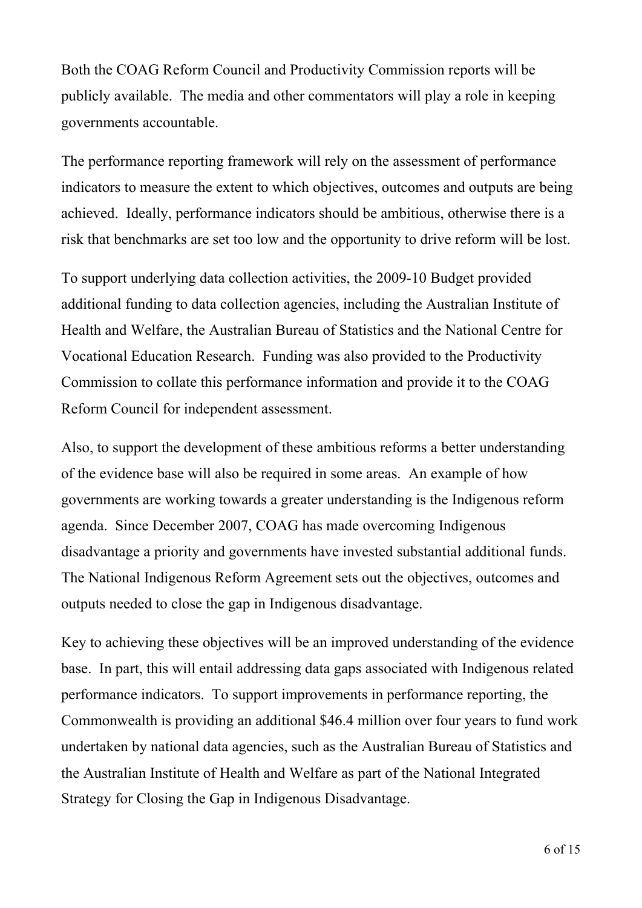Both the COAG Reform Council and Productivity Commission reports will be publicly available. The media and other commentators will play a role in keeping governments accountable.

The performance reporting framework will rely on the assessment of performance indicators to measure the extent to which objectives, outcomes and outputs are being achieved. Ideally, performance indicators should be ambitious, otherwise there is a risk that benchmarks are set too low and the opportunity to drive reform will be lost.

To support underlying data collection activities, the 2009-10 Budget provided additional funding to data collection agencies, including the Australian Institute of Health and Welfare, the Australian Bureau of Statistics and the National Centre for Vocational Education Research. Funding was also provided to the Productivity Commission to collate this performance information and provide it to the COAG Reform Council for independent assessment.

Also, to support the development of these ambitious reforms a better understanding of the evidence base will also be required in some areas. An example of how governments are working towards a greater understanding is the Indigenous reform agenda. Since December 2007, COAG has made overcoming Indigenous disadvantage a priority and governments have invested substantial additional funds. The National Indigenous Reform Agreement sets out the objectives, outcomes and outputs needed to close the gap in Indigenous disadvantage.

Key to achieving these objectives will be an improved understanding of the evidence base. In part, this will entail addressing data gaps associated with Indigenous related performance indicators. To support improvements in performance reporting, the Commonwealth is providing an additional $46.4 million over four years to fund work undertaken by national data agencies, such as the Australian Bureau of Statistics and the Australian Institute of Health and Welfare as part of the National Integrated Strategy for Closing the Gap in Indigenous Disadvantage.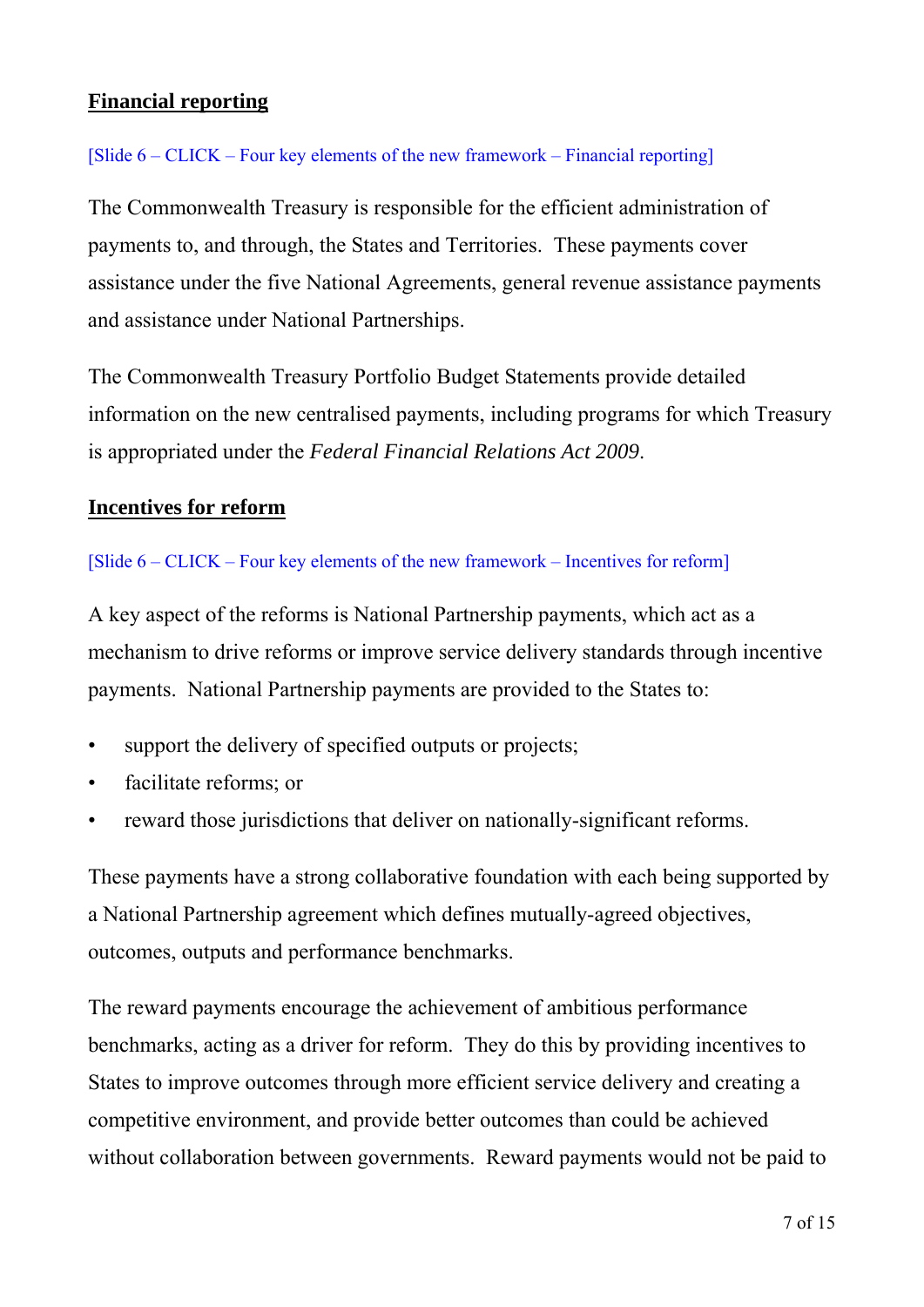## Financial reporting

[Slide 6 – CLICK – Four key elements of the new framework – Financial reporting]

The Commonwealth Treasury is responsible for the efficient administration of payments to, and through, the States and Territories. These payments cover assistance under the five National Agreements, general revenue assistance payments and assistance under National Partnerships.

The Commonwealth Treasury Portfolio Budget Statements provide detailed information on the new centralised payments, including programs for which Treasury is appropriated under the *Federal Financial Relations Act 2009*.

## Incentives for reform

[Slide 6 – CLICK – Four key elements of the new framework – Incentives for reform]

A key aspect of the reforms is National Partnership payments, which act as a mechanism to drive reforms or improve service delivery standards through incentive payments. National Partnership payments are provided to the States to:

- support the delivery of specified outputs or projects;
- facilitate reforms; or
- reward those jurisdictions that deliver on nationally-significant reforms.

These payments have a strong collaborative foundation with each being supported by a National Partnership agreement which defines mutually-agreed objectives, outcomes, outputs and performance benchmarks.

The reward payments encourage the achievement of ambitious performance benchmarks, acting as a driver for reform. They do this by providing incentives to States to improve outcomes through more efficient service delivery and creating a competitive environment, and provide better outcomes than could be achieved without collaboration between governments. Reward payments would not be paid to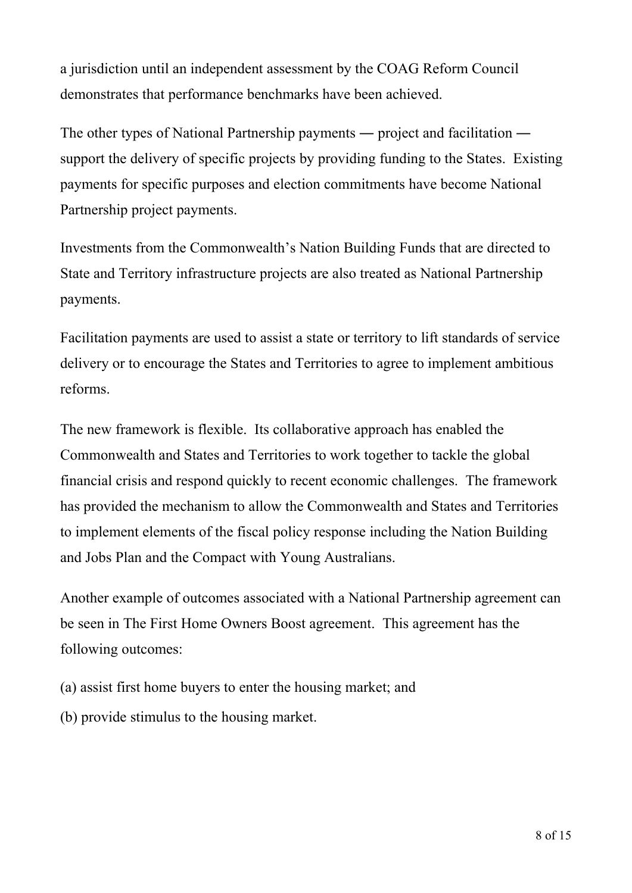a jurisdiction until an independent assessment by the COAG Reform Council demonstrates that performance benchmarks have been achieved.

The other types of National Partnership payments ― project and facilitation ― support the delivery of specific projects by providing funding to the States. Existing payments for specific purposes and election commitments have become National Partnership project payments.

Investments from the Commonwealth's Nation Building Funds that are directed to State and Territory infrastructure projects are also treated as National Partnership payments.

Facilitation payments are used to assist a state or territory to lift standards of service delivery or to encourage the States and Territories to agree to implement ambitious reforms.

The new framework is flexible. Its collaborative approach has enabled the Commonwealth and States and Territories to work together to tackle the global financial crisis and respond quickly to recent economic challenges. The framework has provided the mechanism to allow the Commonwealth and States and Territories to implement elements of the fiscal policy response including the Nation Building and Jobs Plan and the Compact with Young Australians.

Another example of outcomes associated with a National Partnership agreement can be seen in The First Home Owners Boost agreement. This agreement has the following outcomes:

(a) assist first home buyers to enter the housing market; and

(b) provide stimulus to the housing market.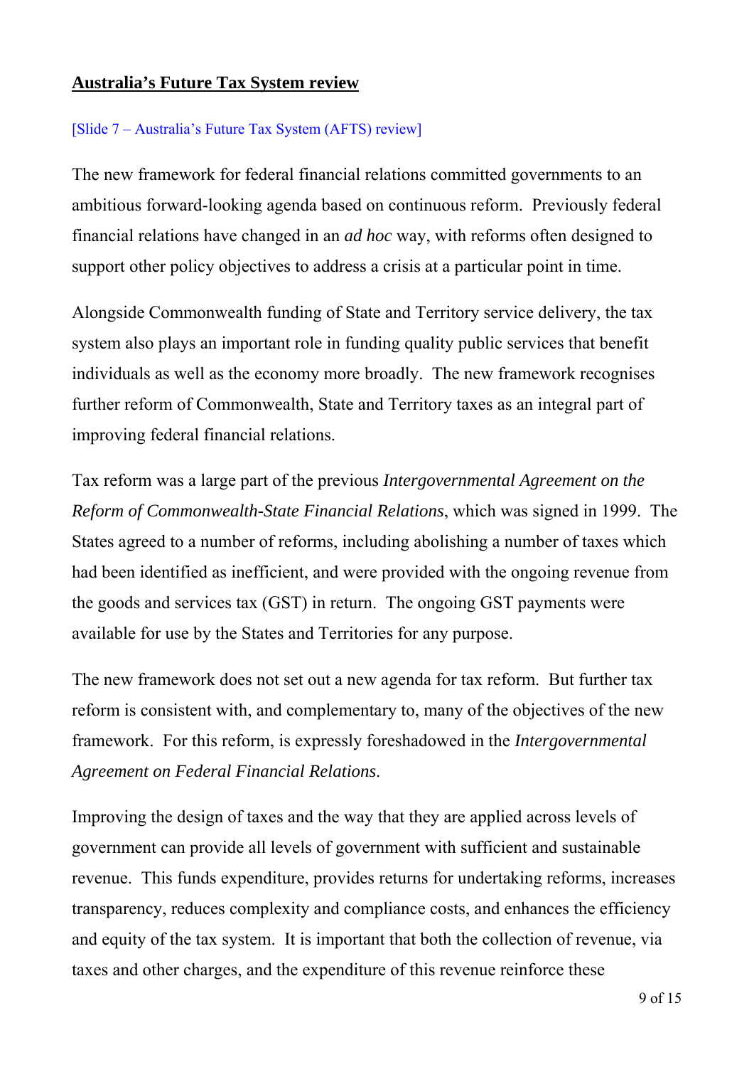**Australia's Future Tax System review**

[Slide 7 – Australia's Future Tax System (AFTS) review]

The new framework for federal financial relations committed governments to an ambitious forward-looking agenda based on continuous reform. Previously federal financial relations have changed in an *ad hoc* way, with reforms often designed to support other policy objectives to address a crisis at a particular point in time.

Alongside Commonwealth funding of State and Territory service delivery, the tax system also plays an important role in funding quality public services that benefit individuals as well as the economy more broadly. The new framework recognises further reform of Commonwealth, State and Territory taxes as an integral part of improving federal financial relations.

Tax reform was a large part of the previous *Intergovernmental Agreement on the Reform of Commonwealth-State Financial Relations*, which was signed in 1999. The States agreed to a number of reforms, including abolishing a number of taxes which had been identified as inefficient, and were provided with the ongoing revenue from the goods and services tax (GST) in return. The ongoing GST payments were available for use by the States and Territories for any purpose.

The new framework does not set out a new agenda for tax reform. But further tax reform is consistent with, and complementary to, many of the objectives of the new framework. For this reform, is expressly foreshadowed in the *Intergovernmental Agreement on Federal Financial Relations*.

Improving the design of taxes and the way that they are applied across levels of government can provide all levels of government with sufficient and sustainable revenue. This funds expenditure, provides returns for undertaking reforms, increases transparency, reduces complexity and compliance costs, and enhances the efficiency and equity of the tax system. It is important that both the collection of revenue, via taxes and other charges, and the expenditure of this revenue reinforce these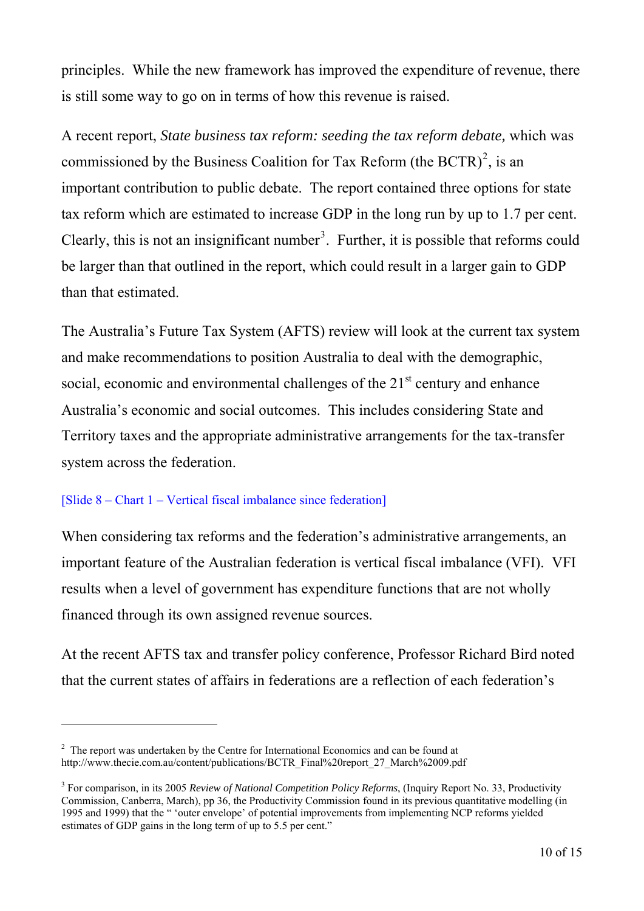principles. While the new framework has improved the expenditure of revenue, there is still some way to go on in terms of how this revenue is raised.

A recent report, *State business tax reform: seeding the tax reform debate,* which was commissioned by the Business Coalition for Tax Reform (the BCTR)[2], is an important contribution to public debate. The report contained three options for state tax reform which are estimated to increase GDP in the long run by up to 1.7 per cent. Clearly, this is not an insignificant number[3]. Further, it is possible that reforms could be larger than that outlined in the report, which could result in a larger gain to GDP than that estimated.

The Australia's Future Tax System (AFTS) review will look at the current tax system and make recommendations to position Australia to deal with the demographic, social, economic and environmental challenges of the 21st century and enhance Australia's economic and social outcomes. This includes considering State and Territory taxes and the appropriate administrative arrangements for the tax-transfer system across the federation.

[Slide 8 – Chart 1 – Vertical fiscal imbalance since federation]

When considering tax reforms and the federation's administrative arrangements, an important feature of the Australian federation is vertical fiscal imbalance (VFI). VFI results when a level of government has expenditure functions that are not wholly financed through its own assigned revenue sources.

At the recent AFTS tax and transfer policy conference, Professor Richard Bird noted that the current states of affairs in federations are a reflection of each federation's

---

[2] The report was undertaken by the Centre for International Economics and can be found at http://www.thecie.com.au/content/publications/BCTR_Final%20report_27_March%2009.pdf

[3] For comparison, in its 2005 *Review of National Competition Policy Reforms*, (Inquiry Report No. 33, Productivity Commission, Canberra, March), pp 36, the Productivity Commission found in its previous quantitative modelling (in 1995 and 1999) that the " 'outer envelope' of potential improvements from implementing NCP reforms yielded estimates of GDP gains in the long term of up to 5.5 per cent."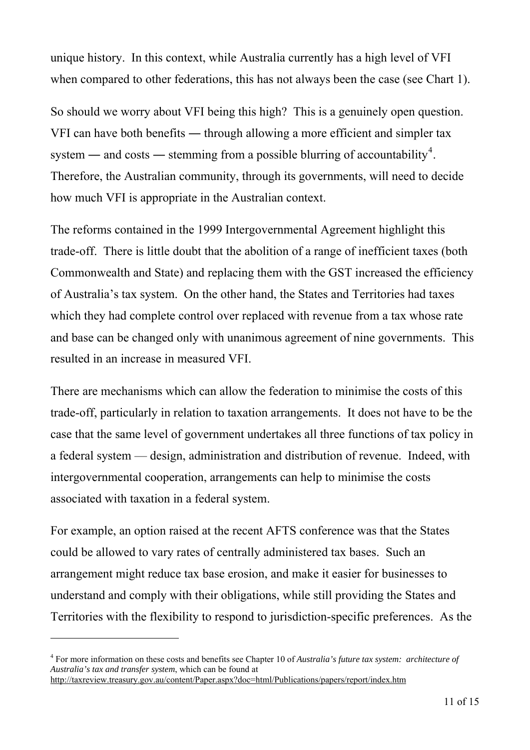unique history. In this context, while Australia currently has a high level of VFI when compared to other federations, this has not always been the case (see Chart 1).

So should we worry about VFI being this high? This is a genuinely open question. VFI can have both benefits ― through allowing a more efficient and simpler tax system ― and costs ― stemming from a possible blurring of accountability[4]. Therefore, the Australian community, through its governments, will need to decide how much VFI is appropriate in the Australian context.

The reforms contained in the 1999 Intergovernmental Agreement highlight this trade-off. There is little doubt that the abolition of a range of inefficient taxes (both Commonwealth and State) and replacing them with the GST increased the efficiency of Australia's tax system. On the other hand, the States and Territories had taxes which they had complete control over replaced with revenue from a tax whose rate and base can be changed only with unanimous agreement of nine governments. This resulted in an increase in measured VFI.

There are mechanisms which can allow the federation to minimise the costs of this trade-off, particularly in relation to taxation arrangements. It does not have to be the case that the same level of government undertakes all three functions of tax policy in a federal system — design, administration and distribution of revenue. Indeed, with intergovernmental cooperation, arrangements can help to minimise the costs associated with taxation in a federal system.

For example, an option raised at the recent AFTS conference was that the States could be allowed to vary rates of centrally administered tax bases. Such an arrangement might reduce tax base erosion, and make it easier for businesses to understand and comply with their obligations, while still providing the States and Territories with the flexibility to respond to jurisdiction-specific preferences. As the

---

[4] For more information on these costs and benefits see Chapter 10 of *Australia's future tax system: architecture of Australia's tax and transfer system*, which can be found at http://taxreview.treasury.gov.au/content/Paper.aspx?doc=html/Publications/papers/report/index.htm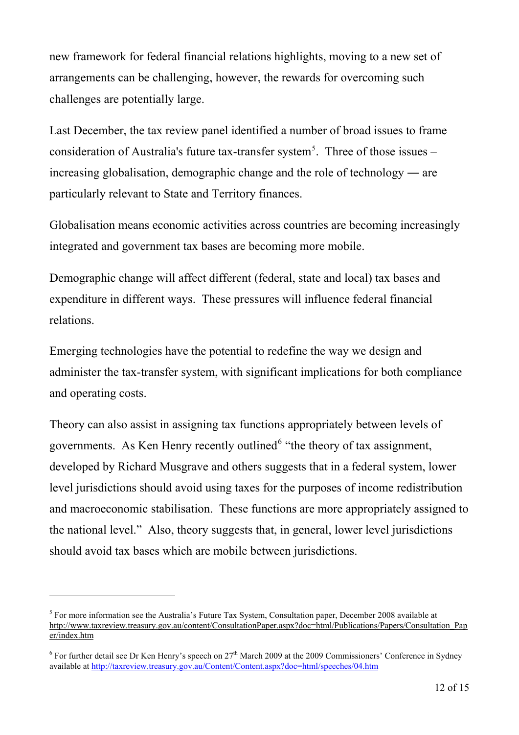new framework for federal financial relations highlights, moving to a new set of arrangements can be challenging, however, the rewards for overcoming such challenges are potentially large.

Last December, the tax review panel identified a number of broad issues to frame consideration of Australia's future tax-transfer system[5]. Three of those issues – increasing globalisation, demographic change and the role of technology ― are particularly relevant to State and Territory finances.

Globalisation means economic activities across countries are becoming increasingly integrated and government tax bases are becoming more mobile.

Demographic change will affect different (federal, state and local) tax bases and expenditure in different ways. These pressures will influence federal financial relations.

Emerging technologies have the potential to redefine the way we design and administer the tax-transfer system, with significant implications for both compliance and operating costs.

Theory can also assist in assigning tax functions appropriately between levels of governments. As Ken Henry recently outlined[6] "the theory of tax assignment, developed by Richard Musgrave and others suggests that in a federal system, lower level jurisdictions should avoid using taxes for the purposes of income redistribution and macroeconomic stabilisation. These functions are more appropriately assigned to the national level." Also, theory suggests that, in general, lower level jurisdictions should avoid tax bases which are mobile between jurisdictions.

---

[5] For more information see the Australia's Future Tax System, Consultation paper, December 2008 available at http://www.taxreview.treasury.gov.au/content/ConsultationPaper.aspx?doc=html/Publications/Papers/Consultation_Paper/index.htm

[6] For further detail see Dr Ken Henry's speech on 27th March 2009 at the 2009 Commissioners' Conference in Sydney available at http://taxreview.treasury.gov.au/Content/Content.aspx?doc=html/speeches/04.htm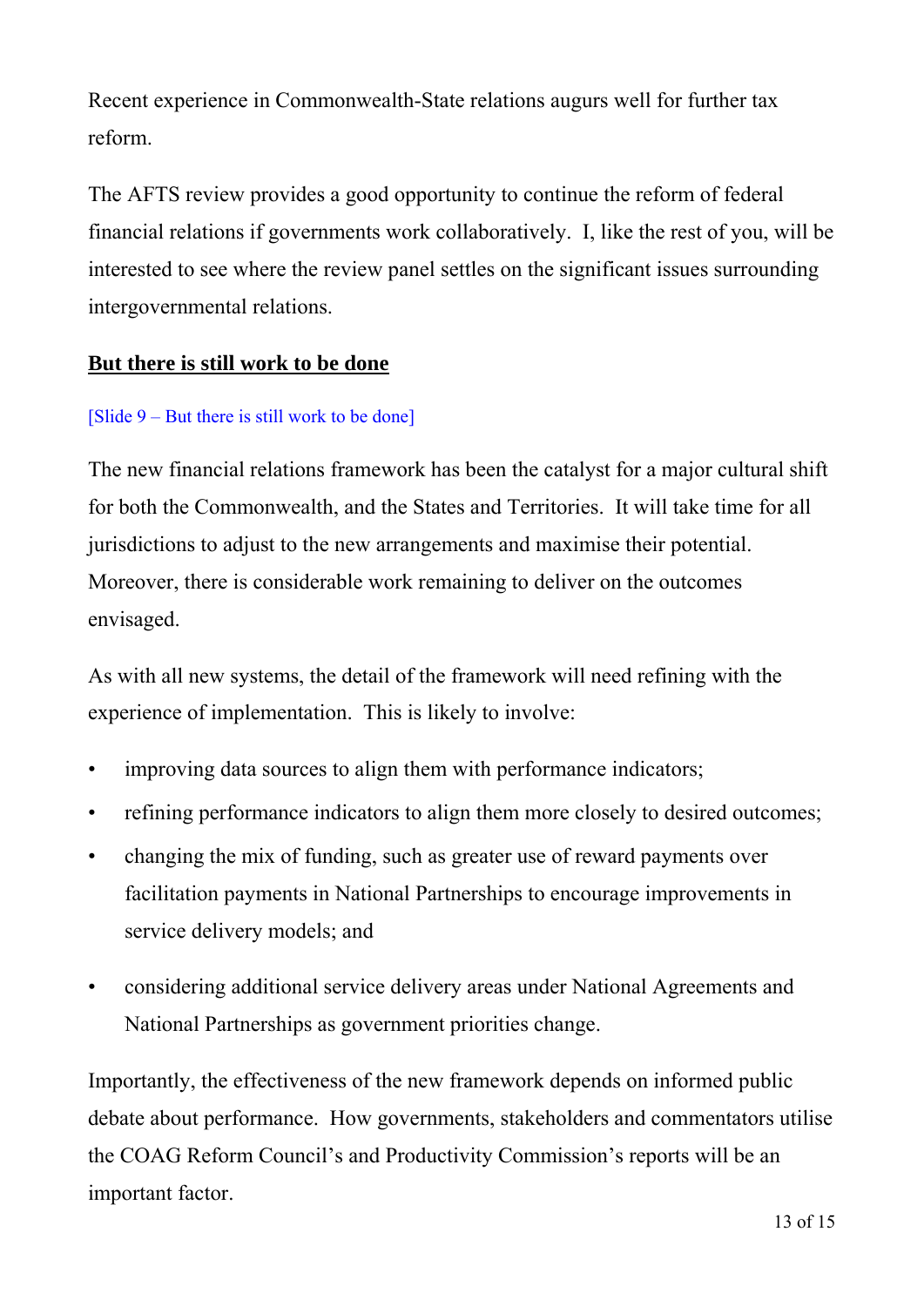Recent experience in Commonwealth-State relations augurs well for further tax reform.

The AFTS review provides a good opportunity to continue the reform of federal financial relations if governments work collaboratively. I, like the rest of you, will be interested to see where the review panel settles on the significant issues surrounding intergovernmental relations.

## **But there is still work to be done**

[Slide 9 – But there is still work to be done]

The new financial relations framework has been the catalyst for a major cultural shift for both the Commonwealth, and the States and Territories. It will take time for all jurisdictions to adjust to the new arrangements and maximise their potential. Moreover, there is considerable work remaining to deliver on the outcomes envisaged.

As with all new systems, the detail of the framework will need refining with the experience of implementation. This is likely to involve:

- improving data sources to align them with performance indicators;
- refining performance indicators to align them more closely to desired outcomes;
- changing the mix of funding, such as greater use of reward payments over facilitation payments in National Partnerships to encourage improvements in service delivery models; and
- considering additional service delivery areas under National Agreements and National Partnerships as government priorities change.

Importantly, the effectiveness of the new framework depends on informed public debate about performance. How governments, stakeholders and commentators utilise the COAG Reform Council's and Productivity Commission's reports will be an important factor.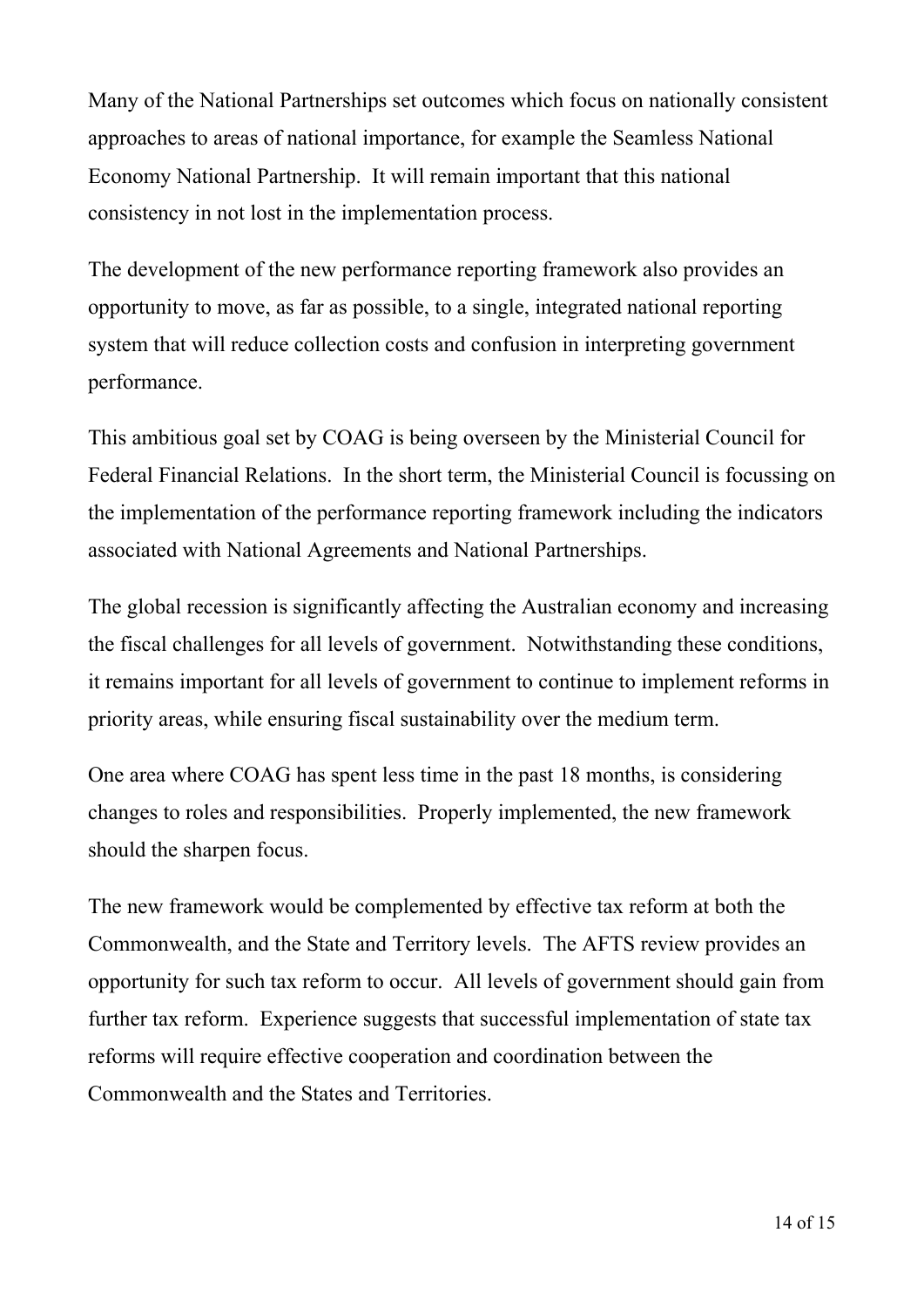Many of the National Partnerships set outcomes which focus on nationally consistent approaches to areas of national importance, for example the Seamless National Economy National Partnership. It will remain important that this national consistency in not lost in the implementation process.

The development of the new performance reporting framework also provides an opportunity to move, as far as possible, to a single, integrated national reporting system that will reduce collection costs and confusion in interpreting government performance.

This ambitious goal set by COAG is being overseen by the Ministerial Council for Federal Financial Relations. In the short term, the Ministerial Council is focussing on the implementation of the performance reporting framework including the indicators associated with National Agreements and National Partnerships.

The global recession is significantly affecting the Australian economy and increasing the fiscal challenges for all levels of government. Notwithstanding these conditions, it remains important for all levels of government to continue to implement reforms in priority areas, while ensuring fiscal sustainability over the medium term.

One area where COAG has spent less time in the past 18 months, is considering changes to roles and responsibilities. Properly implemented, the new framework should the sharpen focus.

The new framework would be complemented by effective tax reform at both the Commonwealth, and the State and Territory levels. The AFTS review provides an opportunity for such tax reform to occur. All levels of government should gain from further tax reform. Experience suggests that successful implementation of state tax reforms will require effective cooperation and coordination between the Commonwealth and the States and Territories.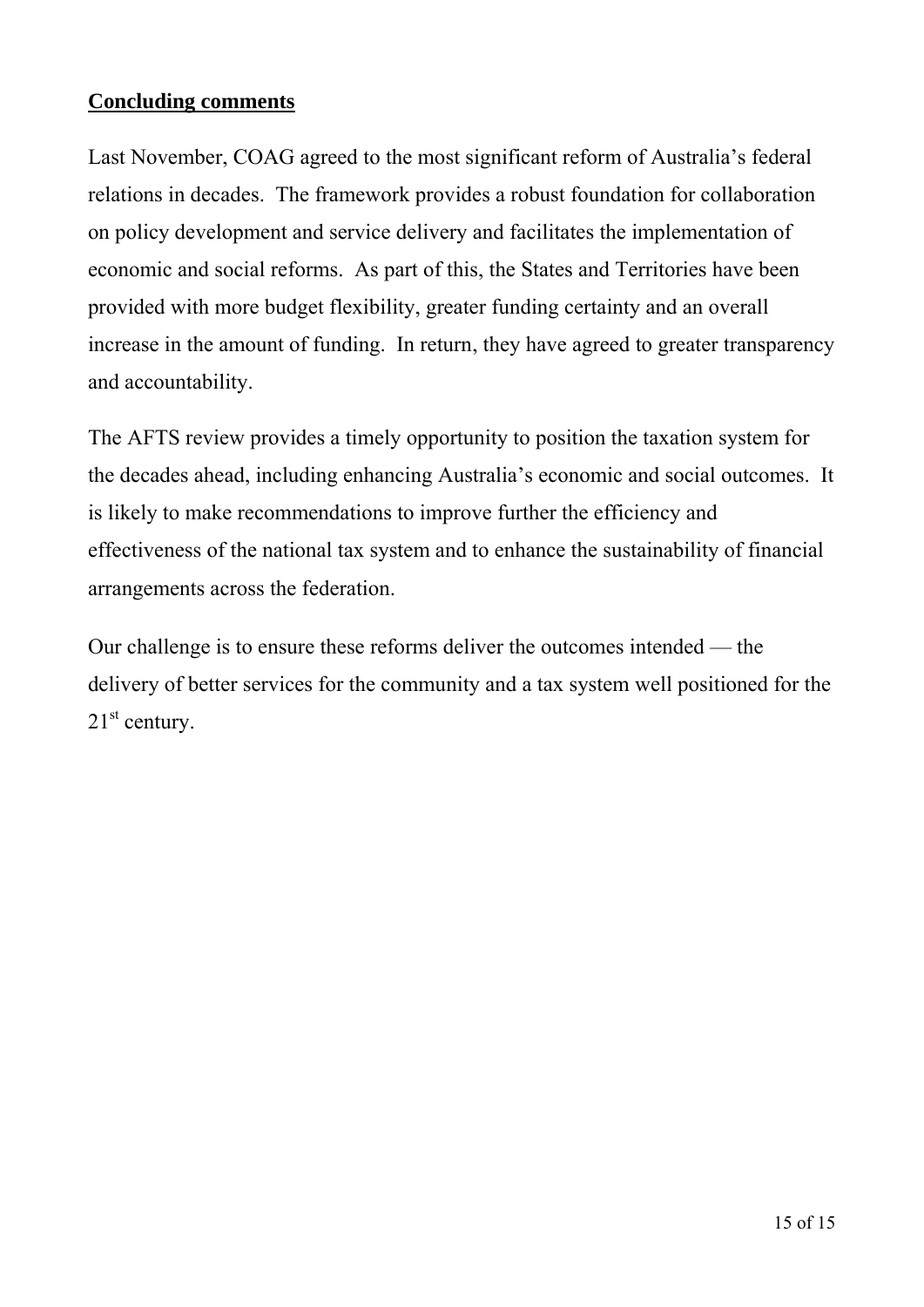## Concluding comments

Last November, COAG agreed to the most significant reform of Australia's federal relations in decades. The framework provides a robust foundation for collaboration on policy development and service delivery and facilitates the implementation of economic and social reforms. As part of this, the States and Territories have been provided with more budget flexibility, greater funding certainty and an overall increase in the amount of funding. In return, they have agreed to greater transparency and accountability.

The AFTS review provides a timely opportunity to position the taxation system for the decades ahead, including enhancing Australia's economic and social outcomes. It is likely to make recommendations to improve further the efficiency and effectiveness of the national tax system and to enhance the sustainability of financial arrangements across the federation.

Our challenge is to ensure these reforms deliver the outcomes intended — the delivery of better services for the community and a tax system well positioned for the 21st century.